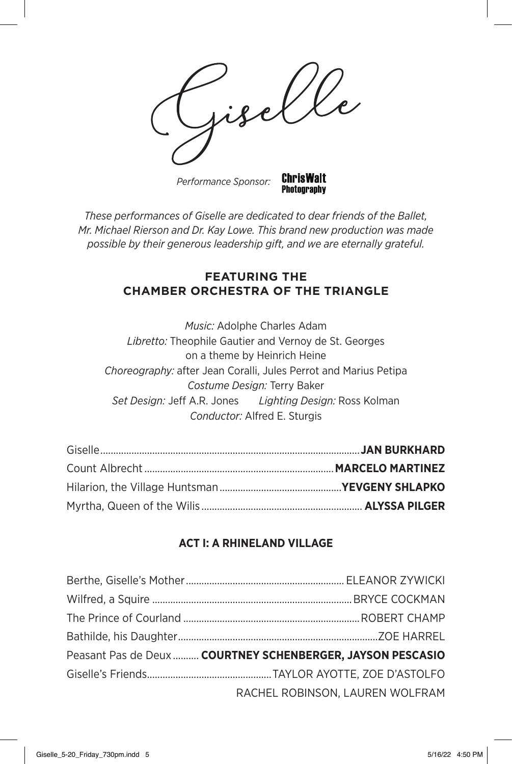# Giselle

*Performance Sponsor:* **ChrisWalt Photography**

*These performances of Giselle are dedicated to dear friends of the Ballet, Mr. Michael Rierson and Dr. Kay Lowe. This brand new production was made possible by their generous leadership gift, and we are eternally grateful.*

## FEATURING THE CHAMBER ORCHESTRA OF THE TRIANGLE

*Music:* Adolphe Charles Adam
*Libretto:* Theophile Gautier and Vernoy de St. Georges on a theme by Heinrich Heine
*Choreography:* after Jean Coralli, Jules Perrot and Marius Petipa
*Costume Design:* Terry Baker
*Set Design:* Jeff A.R. Jones *Lighting Design:* Ross Kolman
*Conductor:* Alfred E. Sturgis

Giselle .......... **JAN BURKHARD**
Count Albrecht .......... **MARCELO MARTINEZ**
Hilarion, the Village Huntsman .......... **YEVGENY SHLAPKO**
Myrtha, Queen of the Wilis .......... **ALYSSA PILGER**

### ACT I: A RHINELAND VILLAGE

Berthe, Giselle's Mother .......... ELEANOR ZYWICKI
Wilfred, a Squire .......... BRYCE COCKMAN
The Prince of Courland .......... ROBERT CHAMP
Bathilde, his Daughter .......... ZOE HARREL
Peasant Pas de Deux .......... **COURTNEY SCHENBERGER, JAYSON PESCASIO**
Giselle's Friends .......... TAYLOR AYOTTE, ZOE D'ASTOLFO
RACHEL ROBINSON, LAUREN WOLFRAM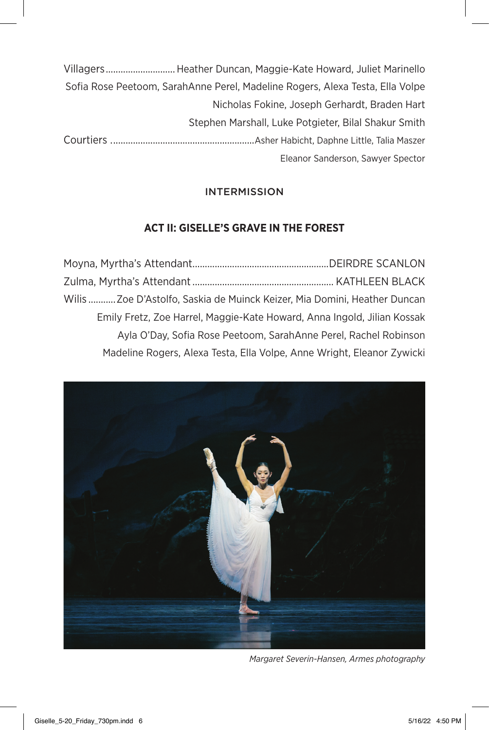Villagers............................ Heather Duncan, Maggie-Kate Howard, Juliet Marinello
Sofia Rose Peetoom, SarahAnne Perel, Madeline Rogers, Alexa Testa, Ella Volpe
Nicholas Fokine, Joseph Gerhardt, Braden Hart
Stephen Marshall, Luke Potgieter, Bilal Shakur Smith

Courtiers ..........................................................Asher Habicht, Daphne Little, Talia Maszer
Eleanor Sanderson, Sawyer Spector

INTERMISSION

## ACT II: GISELLE'S GRAVE IN THE FOREST

Moyna, Myrtha's Attendant......................................................DEIRDRE SCANLON
Zulma, Myrtha's Attendant ........................................................ KATHLEEN BLACK
Wilis ...........Zoe D'Astolfo, Saskia de Muinck Keizer, Mia Domini, Heather Duncan
Emily Fretz, Zoe Harrel, Maggie-Kate Howard, Anna Ingold, Jilian Kossak
Ayla O'Day, Sofia Rose Peetoom, SarahAnne Perel, Rachel Robinson
Madeline Rogers, Alexa Testa, Ella Volpe, Anne Wright, Eleanor Zywicki

*Margaret Severin-Hansen, Armes photography*